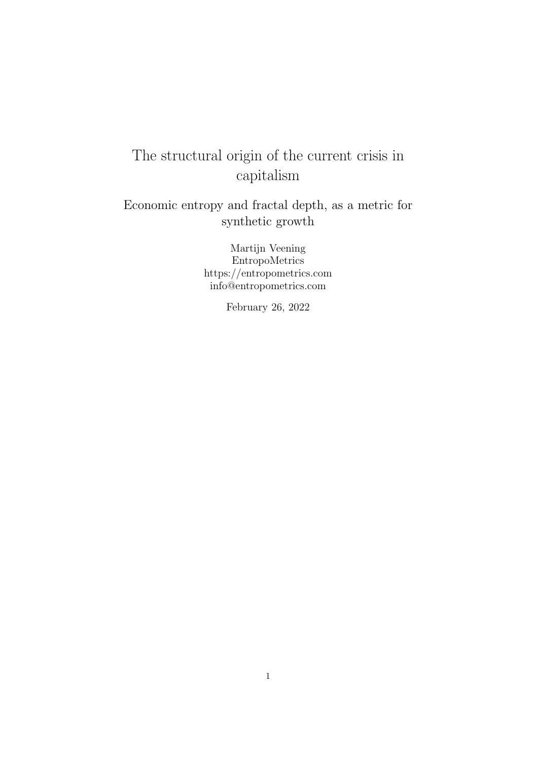# The structural origin of the current crisis in capitalism

## Economic entropy and fractal depth, as a metric for synthetic growth

Martijn Veening
EntropoMetrics
https://entropometrics.com
info@entropometrics.com

February 26, 2022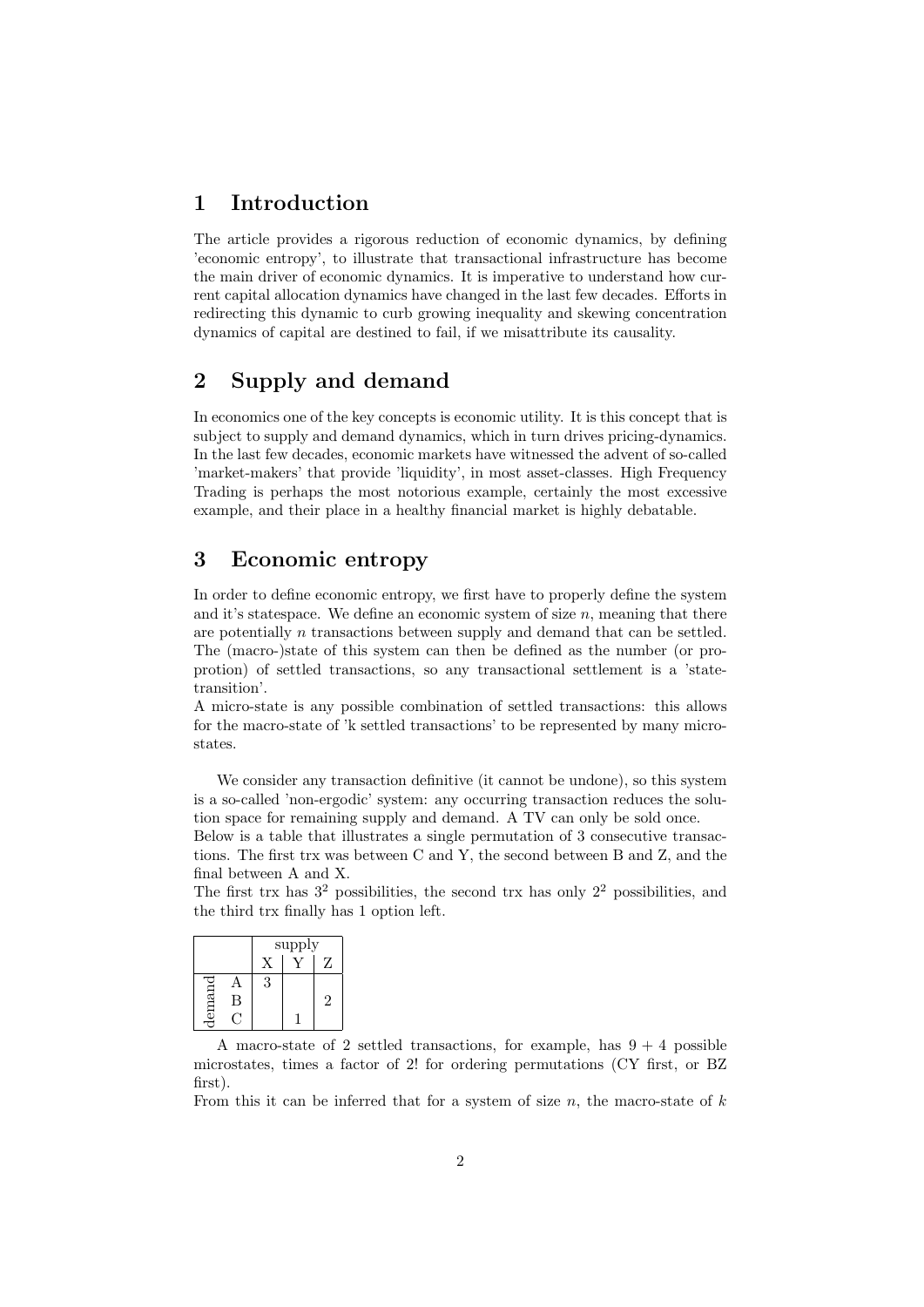# 1 Introduction

The article provides a rigorous reduction of economic dynamics, by defining 'economic entropy', to illustrate that transactional infrastructure has become the main driver of economic dynamics. It is imperative to understand how current capital allocation dynamics have changed in the last few decades. Efforts in redirecting this dynamic to curb growing inequality and skewing concentration dynamics of capital are destined to fail, if we misattribute its causality.

# 2 Supply and demand

In economics one of the key concepts is economic utility. It is this concept that is subject to supply and demand dynamics, which in turn drives pricing-dynamics. In the last few decades, economic markets have witnessed the advent of so-called 'market-makers' that provide 'liquidity', in most asset-classes. High Frequency Trading is perhaps the most notorious example, certainly the most excessive example, and their place in a healthy financial market is highly debatable.

# 3 Economic entropy

In order to define economic entropy, we first have to properly define the system and it's statespace. We define an economic system of size $n$, meaning that there are potentially $n$ transactions between supply and demand that can be settled. The (macro-)state of this system can then be defined as the number (or proprotion) of settled transactions, so any transactional settlement is a 'state-transition'.
A micro-state is any possible combination of settled transactions: this allows for the macro-state of 'k settled transactions' to be represented by many micro-states.

We consider any transaction definitive (it cannot be undone), so this system is a so-called 'non-ergodic' system: any occurring transaction reduces the solution space for remaining supply and demand. A TV can only be sold once.
Below is a table that illustrates a single permutation of 3 consecutive transactions. The first trx was between C and Y, the second between B and Z, and the final between A and X.
The first trx has $3^2$ possibilities, the second trx has only $2^2$ possibilities, and the third trx finally has 1 option left.

| | | supply | | |
|---|---|---|---|---|
| | | X | Y | Z |
| demand | A | 3 | | |
| | B | | | 2 |
| | C | | 1 | |

A macro-state of 2 settled transactions, for example, has $9 + 4$ possible microstates, times a factor of 2! for ordering permutations (CY first, or BZ first).
From this it can be inferred that for a system of size $n$, the macro-state of $k$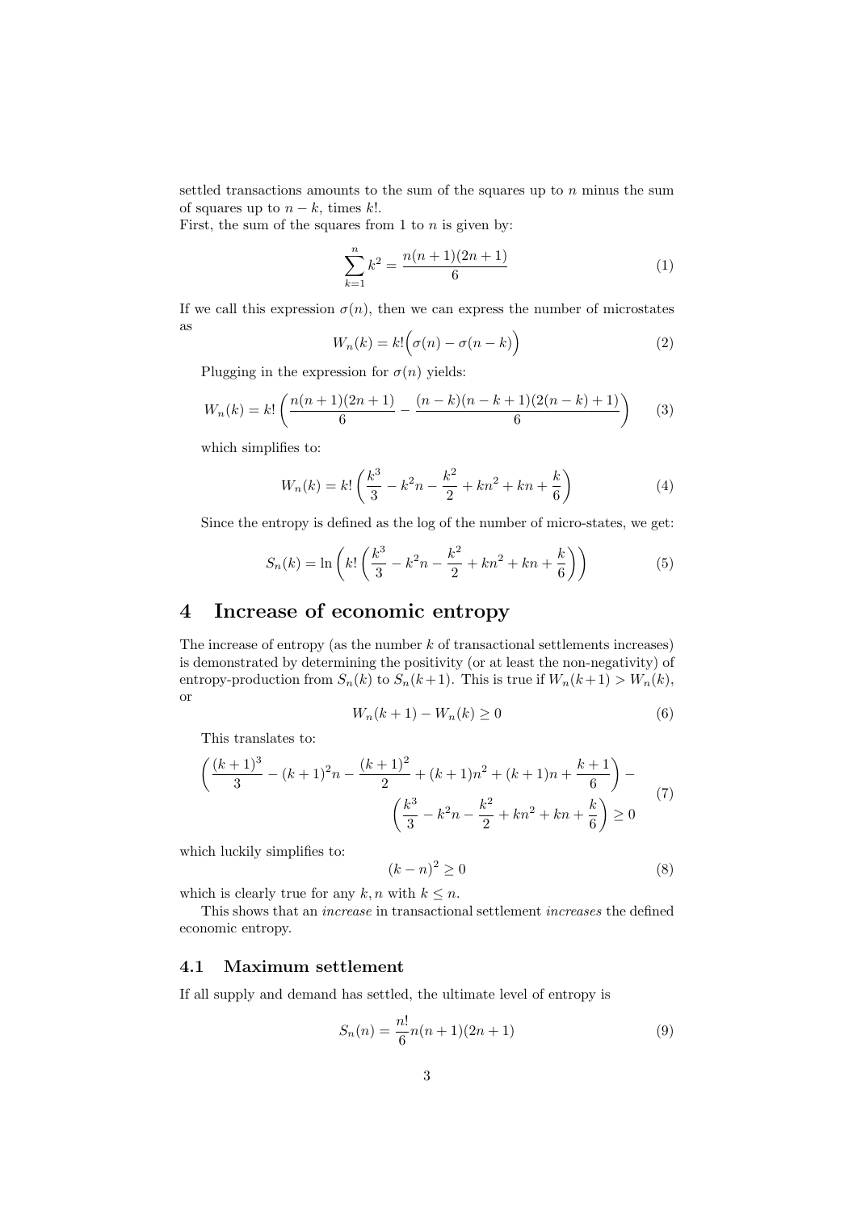settled transactions amounts to the sum of the squares up to $n$ minus the sum of squares up to $n-k$, times $k!$.

First, the sum of the squares from 1 to $n$ is given by:

$$\sum_{k=1}^{n} k^2 = \frac{n(n+1)(2n+1)}{6} \tag{1}$$

If we call this expression $\sigma(n)$, then we can express the number of microstates as

$$W_n(k) = k!\Big(\sigma(n) - \sigma(n-k)\Big) \tag{2}$$

Plugging in the expression for $\sigma(n)$ yields:

$$W_n(k) = k!\left(\frac{n(n+1)(2n+1)}{6} - \frac{(n-k)(n-k+1)(2(n-k)+1)}{6}\right) \tag{3}$$

which simplifies to:

$$W_n(k) = k!\left(\frac{k^3}{3} - k^2 n - \frac{k^2}{2} + kn^2 + kn + \frac{k}{6}\right) \tag{4}$$

Since the entropy is defined as the log of the number of micro-states, we get:

$$S_n(k) = \ln\left(k!\left(\frac{k^3}{3} - k^2 n - \frac{k^2}{2} + kn^2 + kn + \frac{k}{6}\right)\right) \tag{5}$$

# 4 Increase of economic entropy

The increase of entropy (as the number $k$ of transactional settlements increases) is demonstrated by determining the positivity (or at least the non-negativity) of entropy-production from $S_n(k)$ to $S_n(k+1)$. This is true if $W_n(k+1) > W_n(k)$, or

$$W_n(k+1) - W_n(k) \geq 0 \tag{6}$$

This translates to:

$$\left(\frac{(k+1)^3}{3} - (k+1)^2 n - \frac{(k+1)^2}{2} + (k+1)n^2 + (k+1)n + \frac{k+1}{6}\right) - \left(\frac{k^3}{3} - k^2 n - \frac{k^2}{2} + kn^2 + kn + \frac{k}{6}\right) \geq 0 \tag{7}$$

which luckily simplifies to:

$$(k-n)^2 \geq 0 \tag{8}$$

which is clearly true for any $k, n$ with $k \leq n$.

This shows that an *increase* in transactional settlement *increases* the defined economic entropy.

## 4.1 Maximum settlement

If all supply and demand has settled, the ultimate level of entropy is

$$S_n(n) = \frac{n!}{6} n(n+1)(2n+1) \tag{9}$$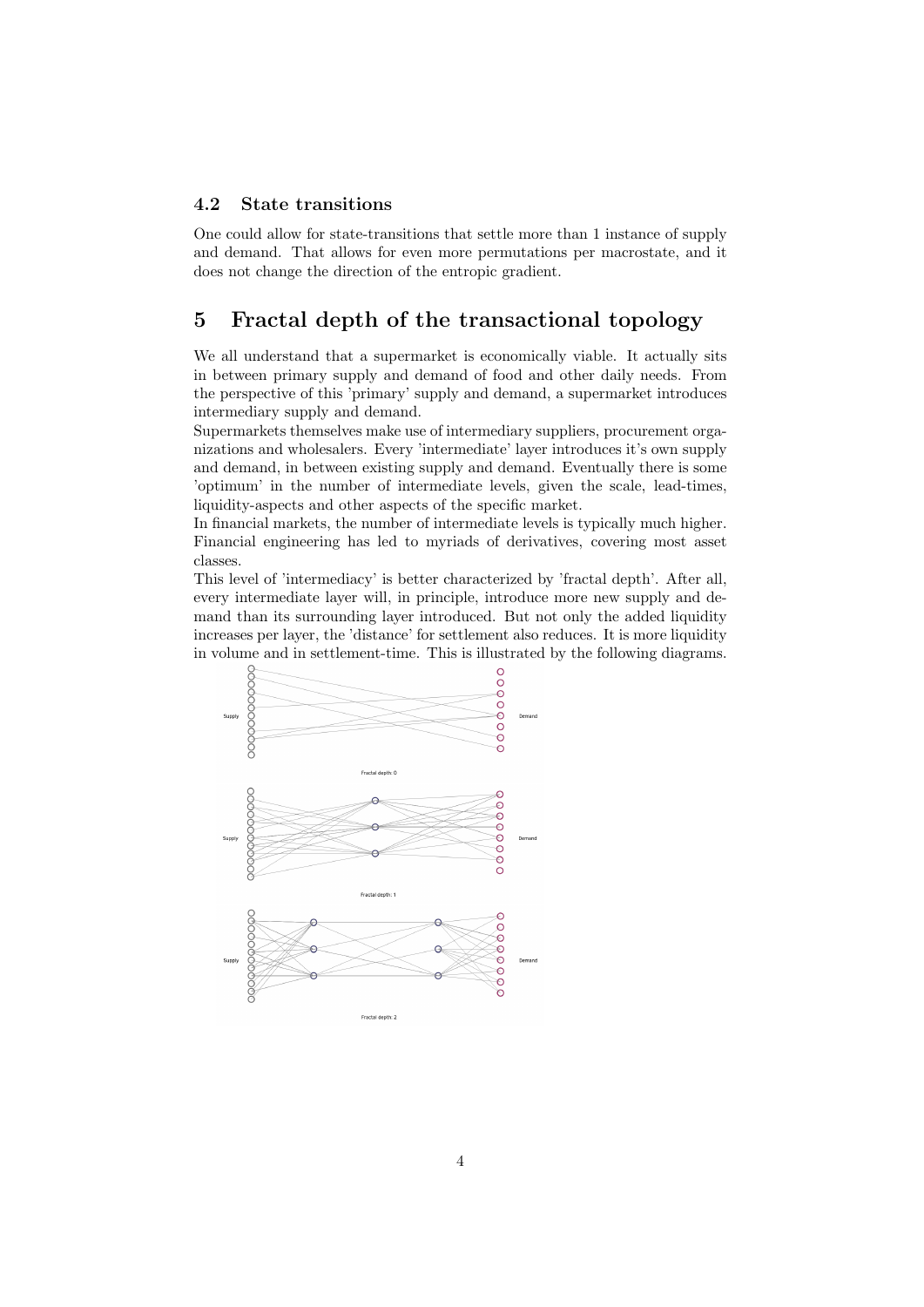### 4.2 State transitions

One could allow for state-transitions that settle more than 1 instance of supply and demand. That allows for even more permutations per macrostate, and it does not change the direction of the entropic gradient.

## 5 Fractal depth of the transactional topology

We all understand that a supermarket is economically viable. It actually sits in between primary supply and demand of food and other daily needs. From the perspective of this 'primary' supply and demand, a supermarket introduces intermediary supply and demand.

Supermarkets themselves make use of intermediary suppliers, procurement organizations and wholesalers. Every 'intermediate' layer introduces it's own supply and demand, in between existing supply and demand. Eventually there is some 'optimum' in the number of intermediate levels, given the scale, lead-times, liquidity-aspects and other aspects of the specific market.

In financial markets, the number of intermediate levels is typically much higher. Financial engineering has led to myriads of derivatives, covering most asset classes.

This level of 'intermediacy' is better characterized by 'fractal depth'. After all, every intermediate layer will, in principle, introduce more new supply and demand than its surrounding layer introduced. But not only the added liquidity increases per layer, the 'distance' for settlement also reduces. It is more liquidity in volume and in settlement-time. This is illustrated by the following diagrams.

Supply Demand

Fractal depth: 0

Supply Demand

Fractal depth: 1

Supply Demand

Fractal depth: 2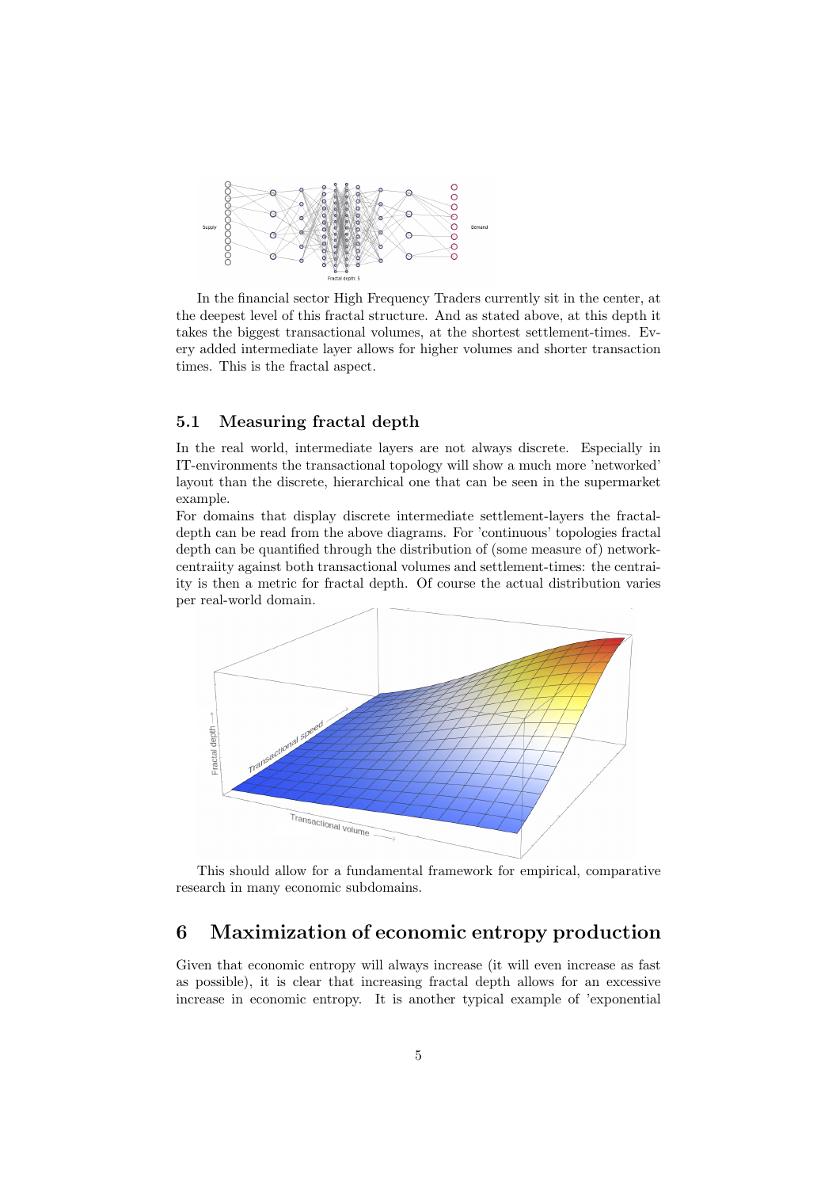In the financial sector High Frequency Traders currently sit in the center, at the deepest level of this fractal structure. And as stated above, at this depth it takes the biggest transactional volumes, at the shortest settlement-times. Every added intermediate layer allows for higher volumes and shorter transaction times. This is the fractal aspect.

### 5.1 Measuring fractal depth

In the real world, intermediate layers are not always discrete. Especially in IT-environments the transactional topology will show a much more 'networked' layout than the discrete, hierarchical one that can be seen in the supermarket example.

For domains that display discrete intermediate settlement-layers the fractal-depth can be read from the above diagrams. For 'continuous' topologies fractal depth can be quantified through the distribution of (some measure of) network-centraiity against both transactional volumes and settlement-times: the centraiity is then a metric for fractal depth. Of course the actual distribution varies per real-world domain.

This should allow for a fundamental framework for empirical, comparative research in many economic subdomains.

## 6 Maximization of economic entropy production

Given that economic entropy will always increase (it will even increase as fast as possible), it is clear that increasing fractal depth allows for an excessive increase in economic entropy. It is another typical example of 'exponential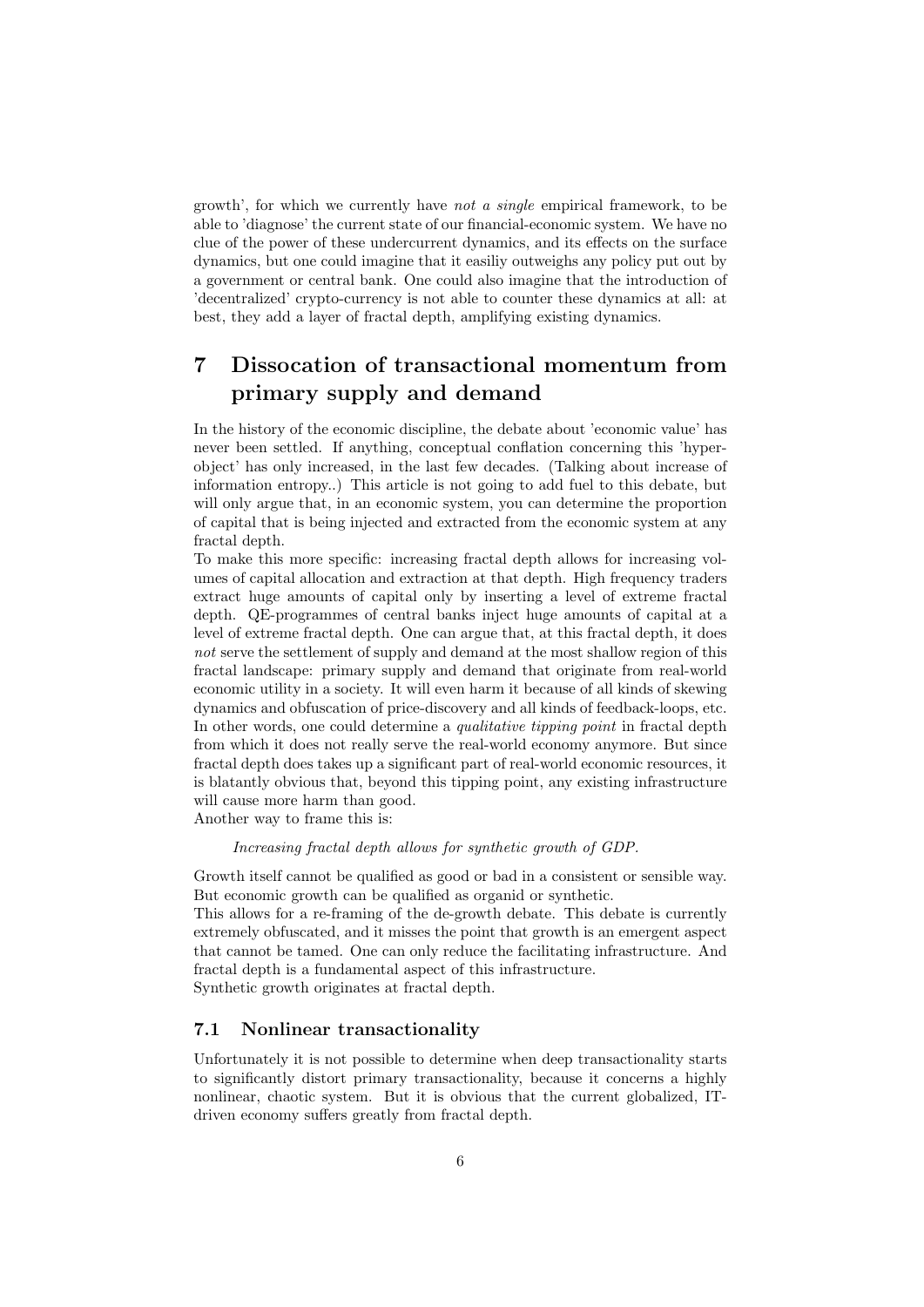growth', for which we currently have *not a single* empirical framework, to be able to 'diagnose' the current state of our financial-economic system. We have no clue of the power of these undercurrent dynamics, and its effects on the surface dynamics, but one could imagine that it easiliy outweighs any policy put out by a government or central bank. One could also imagine that the introduction of 'decentralized' crypto-currency is not able to counter these dynamics at all: at best, they add a layer of fractal depth, amplifying existing dynamics.

# 7 Dissocation of transactional momentum from primary supply and demand

In the history of the economic discipline, the debate about 'economic value' has never been settled. If anything, conceptual conflation concerning this 'hyper-object' has only increased, in the last few decades. (Talking about increase of information entropy..) This article is not going to add fuel to this debate, but will only argue that, in an economic system, you can determine the proportion of capital that is being injected and extracted from the economic system at any fractal depth.

To make this more specific: increasing fractal depth allows for increasing volumes of capital allocation and extraction at that depth. High frequency traders extract huge amounts of capital only by inserting a level of extreme fractal depth. QE-programmes of central banks inject huge amounts of capital at a level of extreme fractal depth. One can argue that, at this fractal depth, it does *not* serve the settlement of supply and demand at the most shallow region of this fractal landscape: primary supply and demand that originate from real-world economic utility in a society. It will even harm it because of all kinds of skewing dynamics and obfuscation of price-discovery and all kinds of feedback-loops, etc. In other words, one could determine a *qualitative tipping point* in fractal depth from which it does not really serve the real-world economy anymore. But since fractal depth does takes up a significant part of real-world economic resources, it is blatantly obvious that, beyond this tipping point, any existing infrastructure will cause more harm than good.

Another way to frame this is:

*Increasing fractal depth allows for synthetic growth of GDP.*

Growth itself cannot be qualified as good or bad in a consistent or sensible way. But economic growth can be qualified as organid or synthetic.

This allows for a re-framing of the de-growth debate. This debate is currently extremely obfuscated, and it misses the point that growth is an emergent aspect that cannot be tamed. One can only reduce the facilitating infrastructure. And fractal depth is a fundamental aspect of this infrastructure.

Synthetic growth originates at fractal depth.

## 7.1 Nonlinear transactionality

Unfortunately it is not possible to determine when deep transactionality starts to significantly distort primary transactionality, because it concerns a highly nonlinear, chaotic system. But it is obvious that the current globalized, IT-driven economy suffers greatly from fractal depth.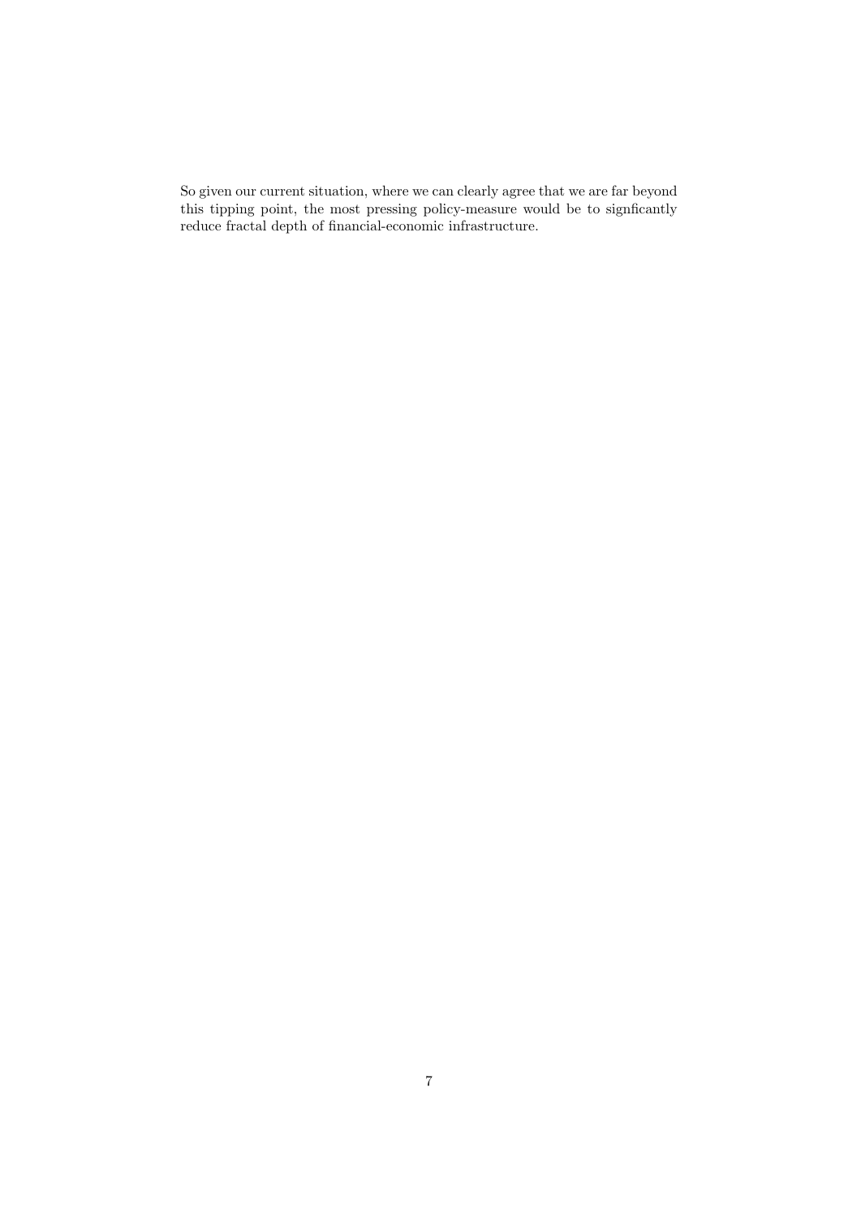So given our current situation, where we can clearly agree that we are far beyond this tipping point, the most pressing policy-measure would be to signficantly reduce fractal depth of financial-economic infrastructure.